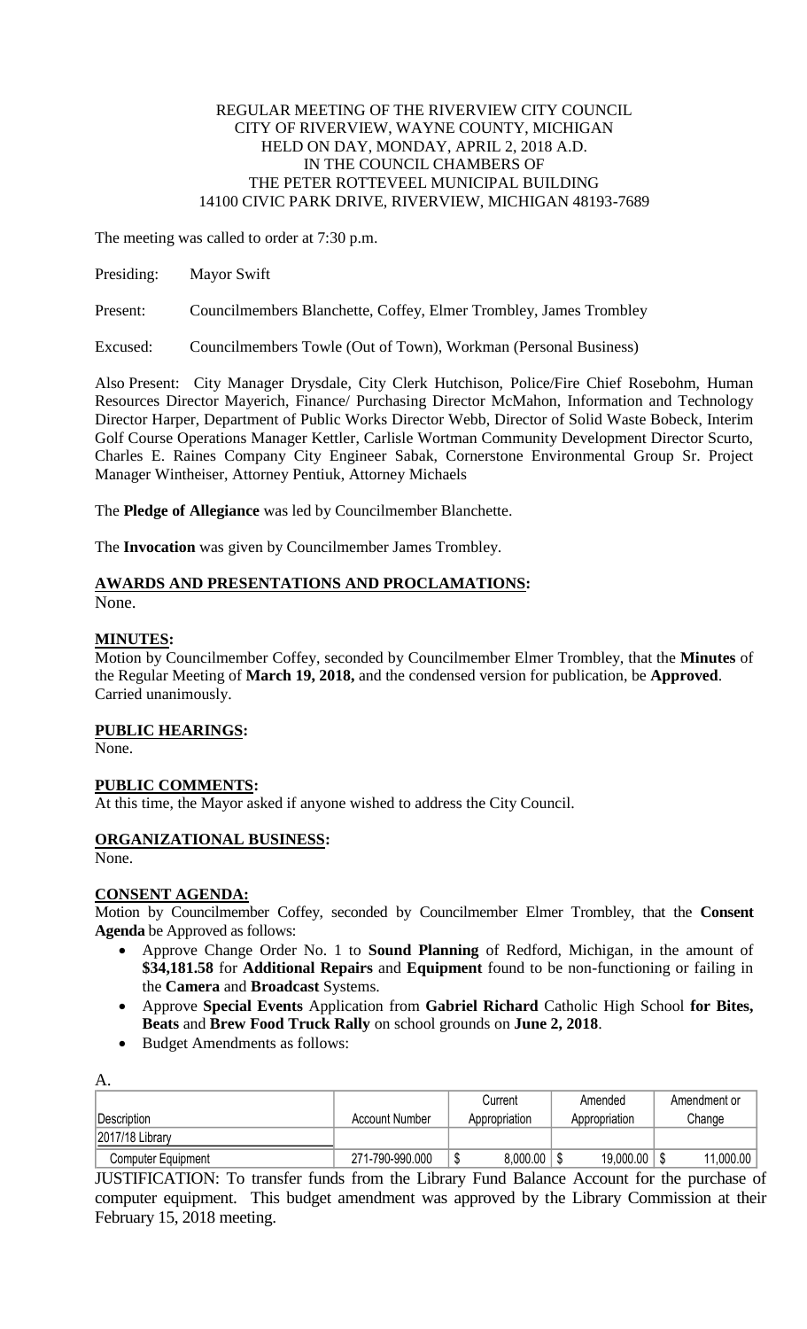REGULAR MEETING OF THE RIVERVIEW CITY COUNCIL
CITY OF RIVERVIEW, WAYNE COUNTY, MICHIGAN
HELD ON DAY, MONDAY, APRIL 2, 2018 A.D.
IN THE COUNCIL CHAMBERS OF
THE PETER ROTTEVEEL MUNICIPAL BUILDING
14100 CIVIC PARK DRIVE, RIVERVIEW, MICHIGAN 48193-7689

The meeting was called to order at 7:30 p.m.

Presiding: Mayor Swift

Present: Councilmembers Blanchette, Coffey, Elmer Trombley, James Trombley

Excused: Councilmembers Towle (Out of Town), Workman (Personal Business)

Also Present: City Manager Drysdale, City Clerk Hutchison, Police/Fire Chief Rosebohm, Human Resources Director Mayerich, Finance/ Purchasing Director McMahon, Information and Technology Director Harper, Department of Public Works Director Webb, Director of Solid Waste Bobeck, Interim Golf Course Operations Manager Kettler, Carlisle Wortman Community Development Director Scurto, Charles E. Raines Company City Engineer Sabak, Cornerstone Environmental Group Sr. Project Manager Wintheiser, Attorney Pentiuk, Attorney Michaels

The **Pledge of Allegiance** was led by Councilmember Blanchette.

The **Invocation** was given by Councilmember James Trombley.

**AWARDS AND PRESENTATIONS AND PROCLAMATIONS:**
None.

**MINUTES:**
Motion by Councilmember Coffey, seconded by Councilmember Elmer Trombley, that the **Minutes** of the Regular Meeting of **March 19, 2018,** and the condensed version for publication, be **Approved**. Carried unanimously.

**PUBLIC HEARINGS:**
None.

**PUBLIC COMMENTS:**
At this time, the Mayor asked if anyone wished to address the City Council.

**ORGANIZATIONAL BUSINESS:**
None.

**CONSENT AGENDA:**
Motion by Councilmember Coffey, seconded by Councilmember Elmer Trombley, that the **Consent Agenda** be Approved as follows:

- Approve Change Order No. 1 to **Sound Planning** of Redford, Michigan, in the amount of **$34,181.58** for **Additional Repairs** and **Equipment** found to be non-functioning or failing in the **Camera** and **Broadcast** Systems.
- Approve **Special Events** Application from **Gabriel Richard** Catholic High School **for Bites, Beats** and **Brew Food Truck Rally** on school grounds on **June 2, 2018**.
- Budget Amendments as follows:

A.

| Description | Account Number | Current Appropriation | Amended Appropriation | Amendment or Change |
|---|---|---|---|---|
| 2017/18 Library | | | | |
| Computer Equipment | 271-790-990.000 | $ 8,000.00 | $ 19,000.00 | $ 11,000.00 |

JUSTIFICATION: To transfer funds from the Library Fund Balance Account for the purchase of computer equipment. This budget amendment was approved by the Library Commission at their February 15, 2018 meeting.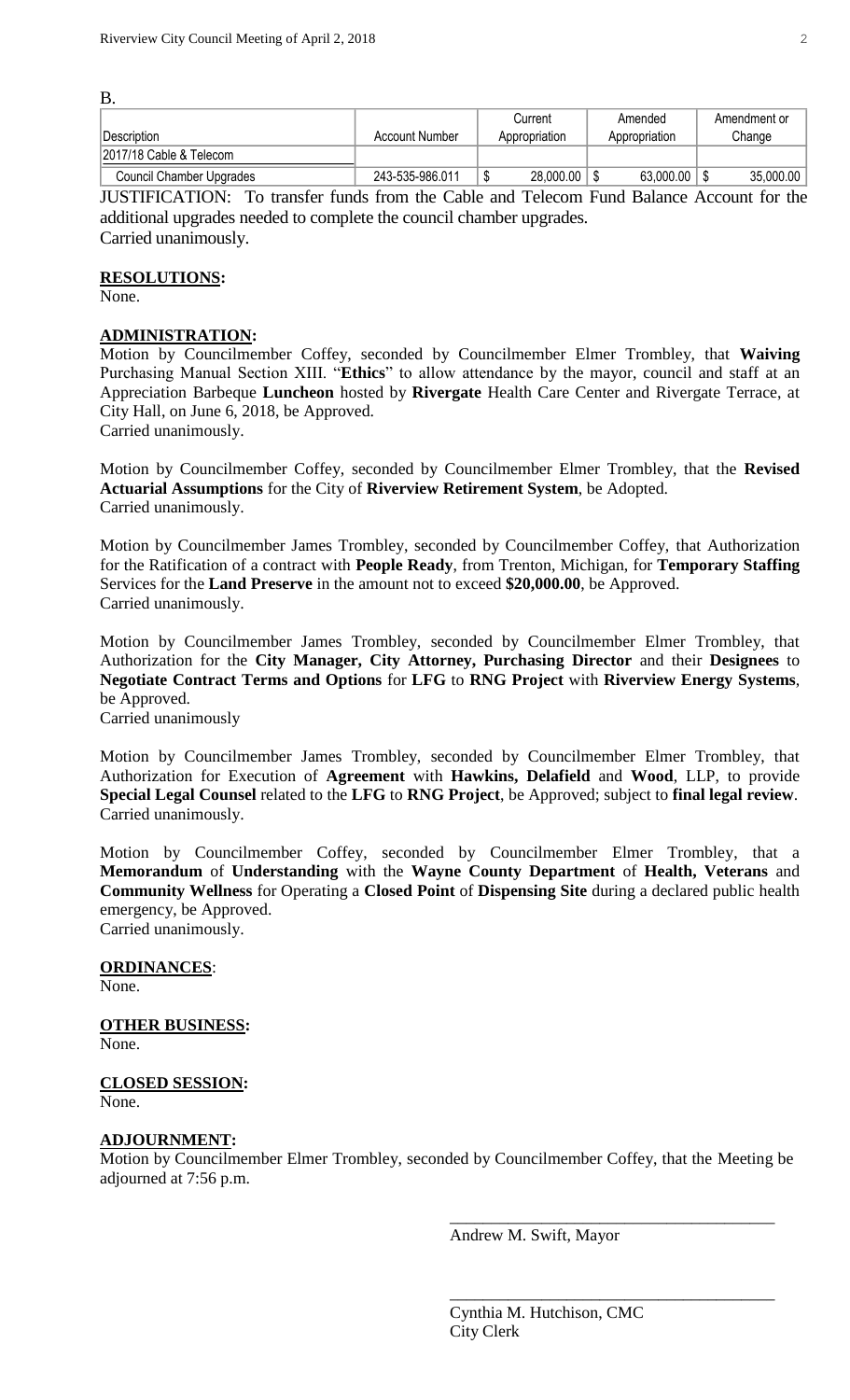B.

| Description | Account Number | Current Appropriation | Amended Appropriation | Amendment or Change |
|---|---|---|---|---|
| 2017/18 Cable & Telecom | | | | |
| Council Chamber Upgrades | 243-535-986.011 | $ 28,000.00 | $ 63,000.00 | $ 35,000.00 |

JUSTIFICATION: To transfer funds from the Cable and Telecom Fund Balance Account for the additional upgrades needed to complete the council chamber upgrades.
Carried unanimously.

**RESOLUTIONS:**
None.

**ADMINISTRATION:**
Motion by Councilmember Coffey, seconded by Councilmember Elmer Trombley, that **Waiving** Purchasing Manual Section XIII. "**Ethics**" to allow attendance by the mayor, council and staff at an Appreciation Barbeque **Luncheon** hosted by **Rivergate** Health Care Center and Rivergate Terrace, at City Hall, on June 6, 2018, be Approved.
Carried unanimously.

Motion by Councilmember Coffey, seconded by Councilmember Elmer Trombley, that the **Revised Actuarial Assumptions** for the City of **Riverview Retirement System**, be Adopted.
Carried unanimously.

Motion by Councilmember James Trombley, seconded by Councilmember Coffey, that Authorization for the Ratification of a contract with **People Ready**, from Trenton, Michigan, for **Temporary Staffing** Services for the **Land Preserve** in the amount not to exceed **$20,000.00**, be Approved.
Carried unanimously.

Motion by Councilmember James Trombley, seconded by Councilmember Elmer Trombley, that Authorization for the **City Manager, City Attorney, Purchasing Director** and their **Designees** to **Negotiate Contract Terms and Options** for **LFG** to **RNG Project** with **Riverview Energy Systems**, be Approved.
Carried unanimously

Motion by Councilmember James Trombley, seconded by Councilmember Elmer Trombley, that Authorization for Execution of **Agreement** with **Hawkins, Delafield** and **Wood**, LLP, to provide **Special Legal Counsel** related to the **LFG** to **RNG Project**, be Approved; subject to **final legal review**.
Carried unanimously.

Motion by Councilmember Coffey, seconded by Councilmember Elmer Trombley, that a **Memorandum** of **Understanding** with the **Wayne County Department** of **Health, Veterans** and **Community Wellness** for Operating a **Closed Point** of **Dispensing Site** during a declared public health emergency, be Approved.
Carried unanimously.

**ORDINANCES**:
None.

**OTHER BUSINESS:**
None.

**CLOSED SESSION:**
None.

**ADJOURNMENT:**
Motion by Councilmember Elmer Trombley, seconded by Councilmember Coffey, that the Meeting be adjourned at 7:56 p.m.

\_\_\_\_\_\_\_\_\_\_\_\_\_\_\_\_\_\_\_\_\_\_\_\_\_\_\_\_\_\_\_\_\_\_\_\_\_\_\_\_
Andrew M. Swift, Mayor

\_\_\_\_\_\_\_\_\_\_\_\_\_\_\_\_\_\_\_\_\_\_\_\_\_\_\_\_\_\_\_\_\_\_\_\_\_\_\_\_
Cynthia M. Hutchison, CMC
City Clerk